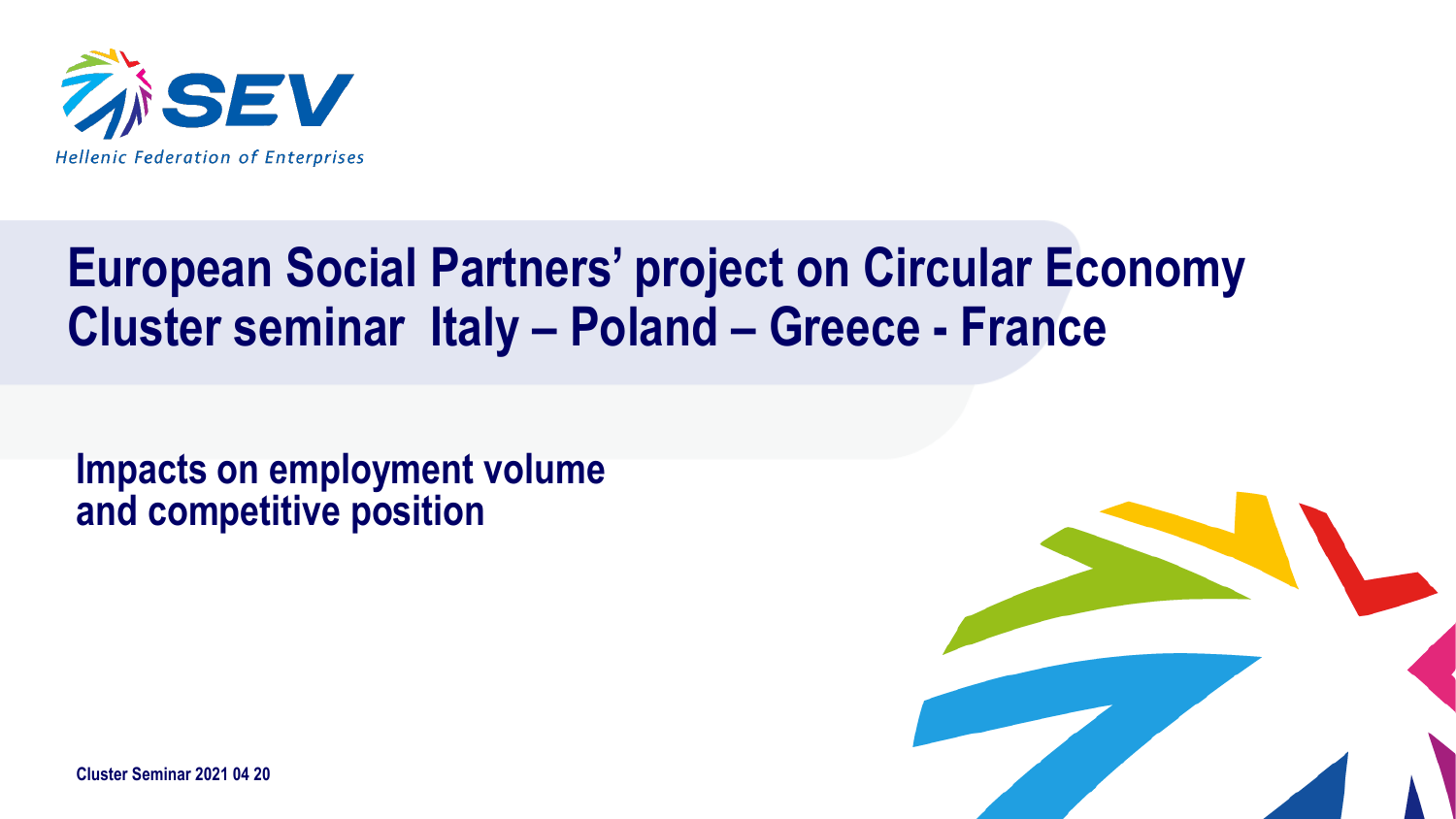SEV

Hellenic Federation of Enterprises

# European Social Partners' project on Circular Economy
# Cluster seminar Italy – Poland – Greece - France

## Impacts on employment volume and competitive position

**Cluster Seminar 2021 04 20**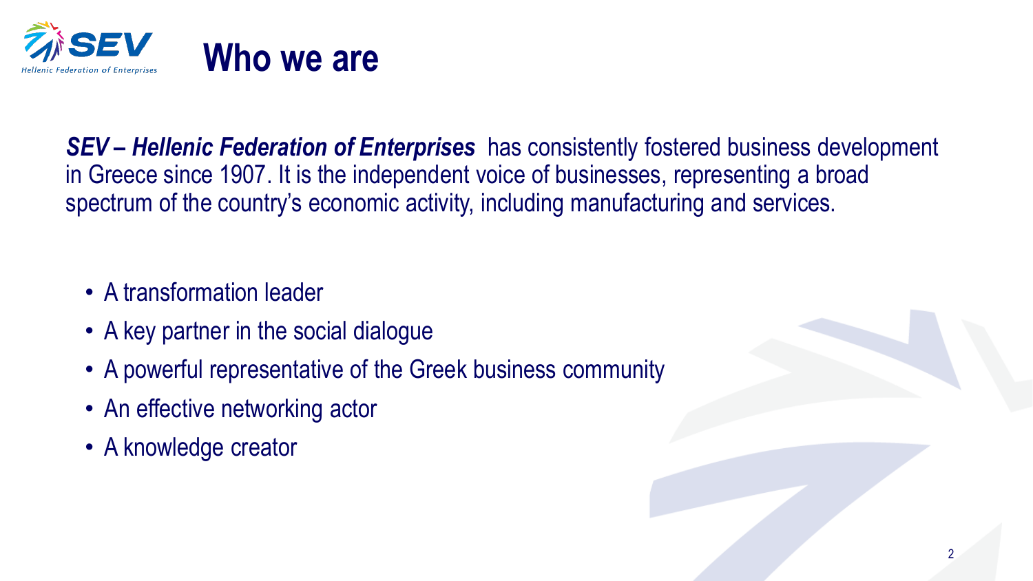# Who we are

***SEV – Hellenic Federation of Enterprises*** has consistently fostered business development in Greece since 1907. It is the independent voice of businesses, representing a broad spectrum of the country's economic activity, including manufacturing and services.

- A transformation leader
- A key partner in the social dialogue
- A powerful representative of the Greek business community
- An effective networking actor
- A knowledge creator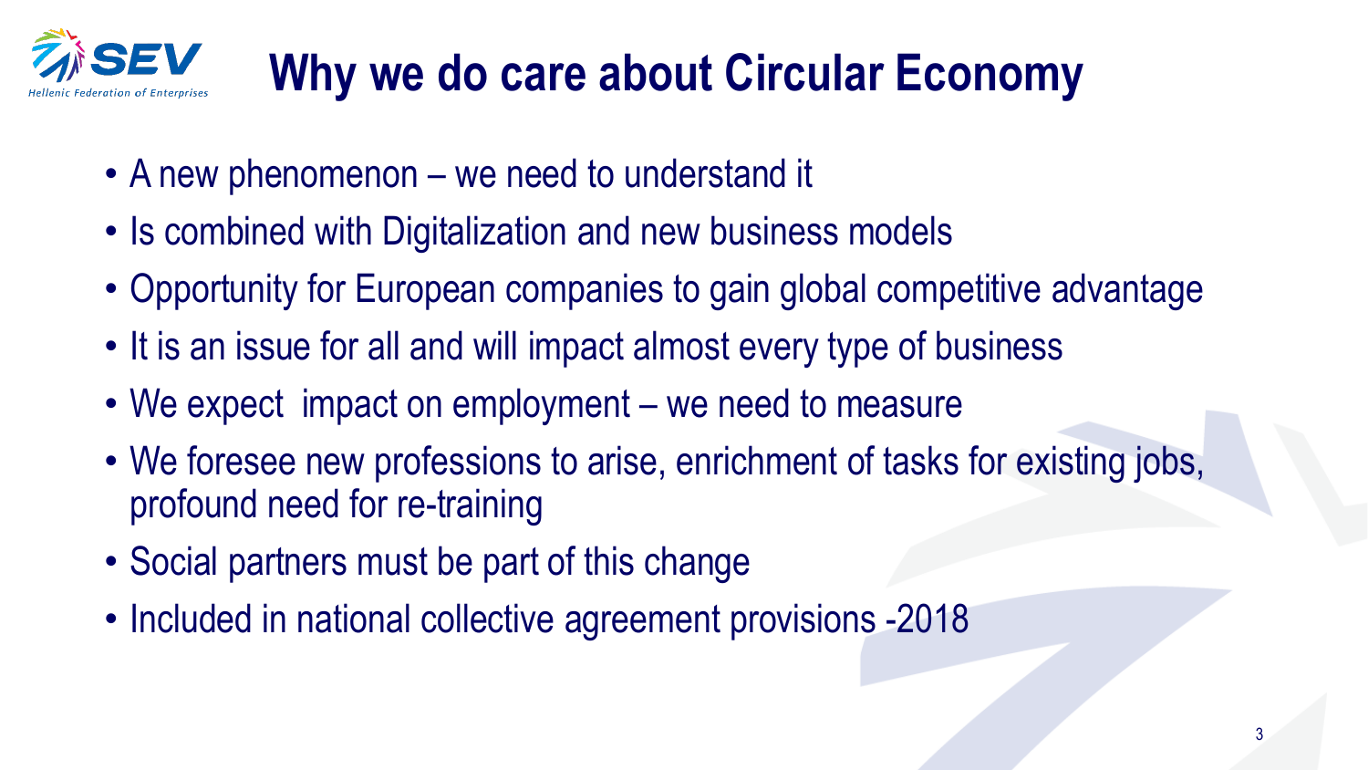# Why we do care about Circular Economy

- A new phenomenon – we need to understand it
- Is combined with Digitalization and new business models
- Opportunity for European companies to gain global competitive advantage
- It is an issue for all and will impact almost every type of business
- We expect  impact on employment – we need to measure
- We foresee new professions to arise, enrichment of tasks for existing jobs, profound need for re-training
- Social partners must be part of this change
- Included in national collective agreement provisions -2018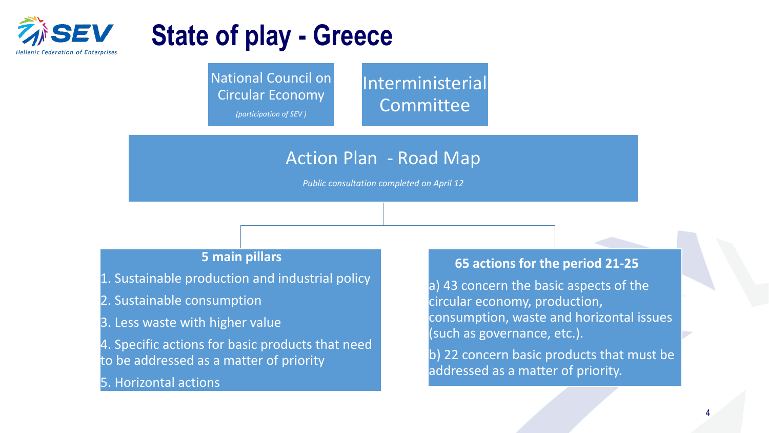# State of play - Greece

National Council on Circular Economy

*(participation of SEV )*

Interministerial Committee

## Action Plan - Road Map

*Public consultation completed on April 12*

**5 main pillars**

1. Sustainable production and industrial policy
2. Sustainable consumption
3. Less waste with higher value
4. Specific actions for basic products that need to be addressed as a matter of priority
5. Horizontal actions

**65 actions for the period 21-25**

a) 43 concern the basic aspects of the circular economy, production, consumption, waste and horizontal issues (such as governance, etc.).

b) 22 concern basic products that must be addressed as a matter of priority.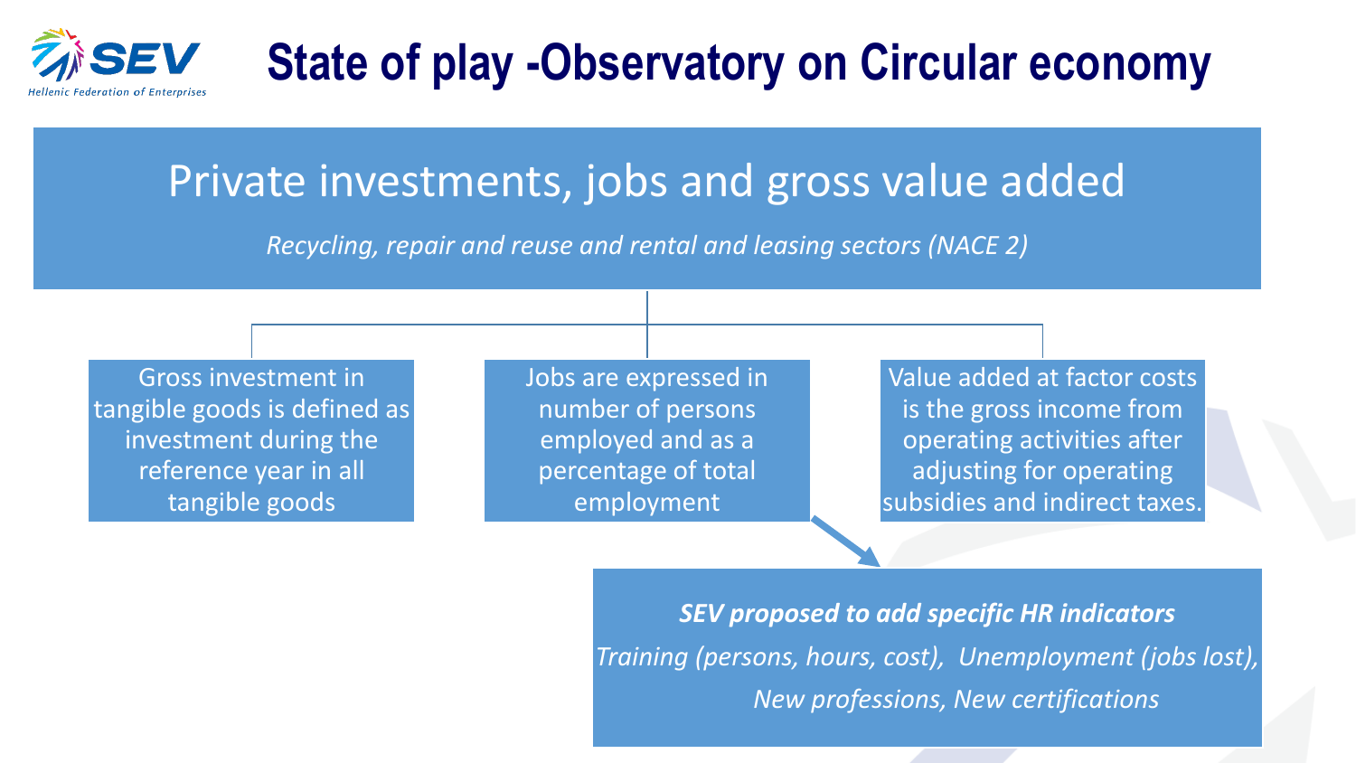# State of play -Observatory on Circular economy

## Private investments, jobs and gross value added

*Recycling, repair and reuse and rental and leasing sectors (NACE 2)*

- Gross investment in tangible goods is defined as investment during the reference year in all tangible goods
- Jobs are expressed in number of persons employed and as a percentage of total employment
- Value added at factor costs is the gross income from operating activities after adjusting for operating subsidies and indirect taxes.

***SEV proposed to add specific HR indicators***

*Training (persons, hours, cost), Unemployment (jobs lost), New professions, New certifications*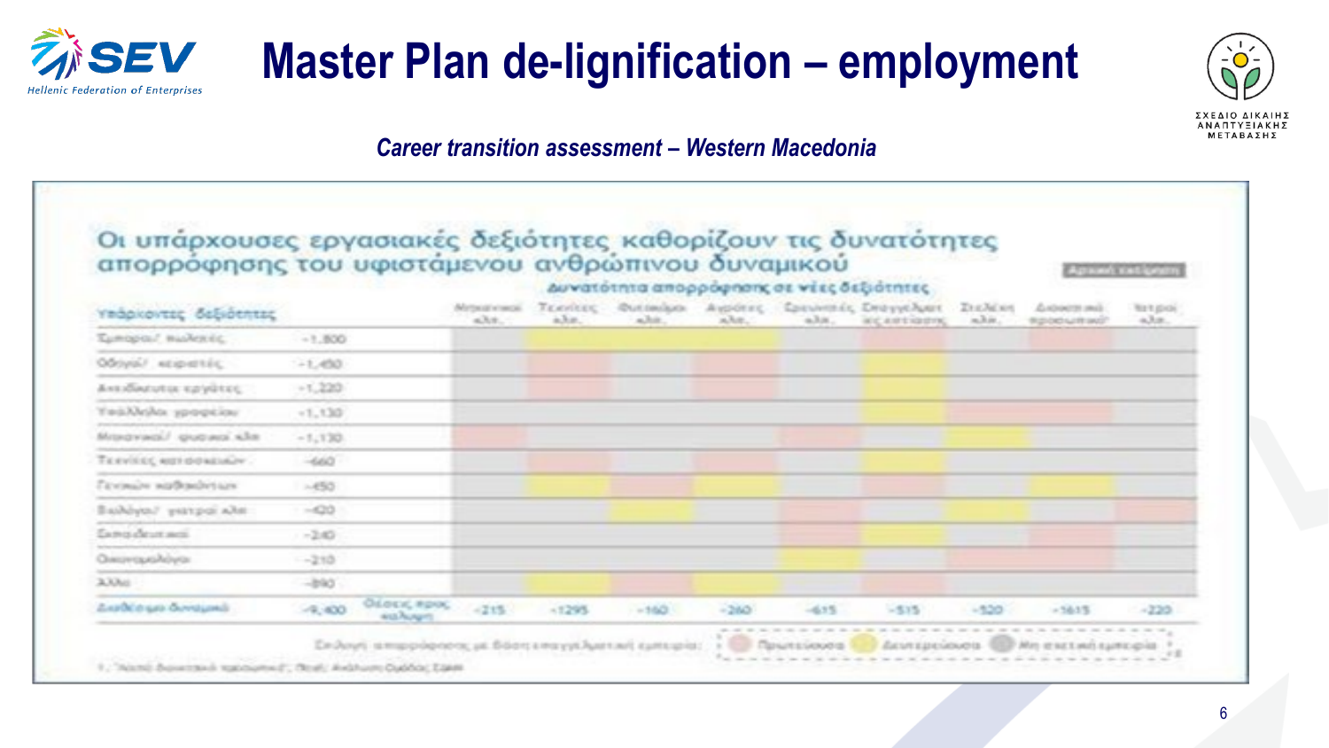# Master Plan de-lignification – employment

*Career transition assessment – Western Macedonia*

## Οι υπάρχουσες εργασιακές δεξιότητες καθορίζουν τις δυνατότητες απορρόφησης του υφιστάμενου ανθρώπινου δυναμικού

Αρχικό σενάριο

Δυνατότητα απορρόφησης σε νέες δεξιότητες

| Υπάρχουσες δεξιότητες | | Μηχανικοί κλπ. | Τεχνικές κλπ. | Φυσικοί κλπ. | Αγρότες κλπ. | Ερευνητές κλπ. | Επαγγελματίες κλπ. | Στελέχη κλπ. | Διοικητικό προσωπικό | Ιατροί κλπ. |
|---|---|---|---|---|---|---|---|---|---|---|
| Έμποροι/ πωλητές | -1,800 | | | | | | | | | |
| Οδηγοί/ χειριστές | -1,450 | | | | | | | | | |
| Ανειδίκευτοι εργάτες | -1,220 | | | | | | | | | |
| Υπάλληλοι γραφείου | -1,130 | | | | | | | | | |
| Μηχανικοί/ φυσικοί κλπ | -1,130 | | | | | | | | | |
| Τεχνικοί κατασκευών | -660 | | | | | | | | | |
| Γενικών καθηκόντων | -450 | | | | | | | | | |
| Βιολόγοι/ γιατροί κλπ | -420 | | | | | | | | | |
| Εκπαιδευτικοί | -240 | | | | | | | | | |
| Οικονομολόγοι | -210 | | | | | | | | | |
| Άλλο | -890 | | | | | | | | | |
| Διαθέσιμο δυναμικό | -9,400 | Θέσεις προς κάλυψη: -215 | -1295 | -160 | -260 | -615 | -515 | -520 | -1615 | -220 |

Ένδειξη απορρόφησης με βάση επαγγελματική εμπειρία: Πρωτεύουσα, Δευτερεύουσα, Μη σχετική εμπειρία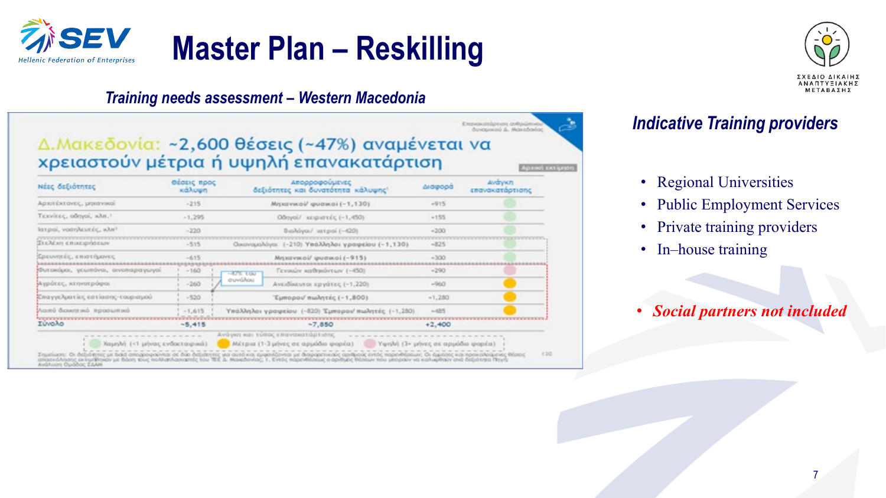# Master Plan – Reskilling

*Training needs assessment – Western Macedonia*

Δ.Μακεδονία: ~2,600 θέσεις (~47%) αναμένεται να χρειαστούν μέτρια ή υψηλή επανακατάρτιση

| Νέες δεξιότητες | Θέσεις προς κάλυψη | Απορροφούμενες δεξιότητες και δυνατότητα κάλυψης[1] | Διαφορά | Ανάγκη επανακατάρτισης |
|---|---|---|---|---|
| Αρχιτέκτονες, μηχανικοί | -215 | Μηχανικοί/ φυσικοί (-1,130) | +915 | |
| Τεχνίτες, οδηγοί, κλπ.[1] | -1,295 | Οδηγοί/ χειριστές (-1,450) | +155 | |
| Ιατροί, νοσηλευτές, κλπ[2] | -220 | Βιολόγοι/ ιατροί (-420) | +200 | |
| Στελέχη επιχειρήσεων | -515 | Οικονομολόγοι (-210) Υπάλληλοι γραφείου (-1,130) | +825 | |
| Ερευνητές, επιστήμονες | -615 | Μηχανικοί/ φυσικοί (-915) | +300 | |
| Φυτοκόμοι, γεωπόνοι, οινοπαραγωγοί | -160 | Γενικών καθηκόντων (-450) | +290 | |
| Αγρότες, κτηνοτρόφοι | -260 | Ανειδίκευτοι εργάτες (-1,220) | +960 | |
| Επαγγελματίες εστίασης-τουρισμού | -520 | Έμποροι/ πωλητές (-1,800) | +1,280 | |
| Λοιπό διοικητικό προσωπικό | -1,615 | Υπάλληλοι γραφείου (-820) Έμποροι/ πωλητές (-1,280) | +485 | |
| Σύνολο | -5,415 | ~7,850 | +2,400 | |

~47% του συνόλου

Ανάγκη και τύπος επανακατάρτισης: Χαμηλή (<1 μήνας ενδοεταιρικά) · Μέτρια (1-3 μήνες σε αρμόδιο φορέα) · Υψηλή (3+ μήνες σε αρμόδιο φορέα)

## Indicative Training providers

- Regional Universities
- Public Employment Services
- Private training providers
- In–house training

- ***Social partners not included***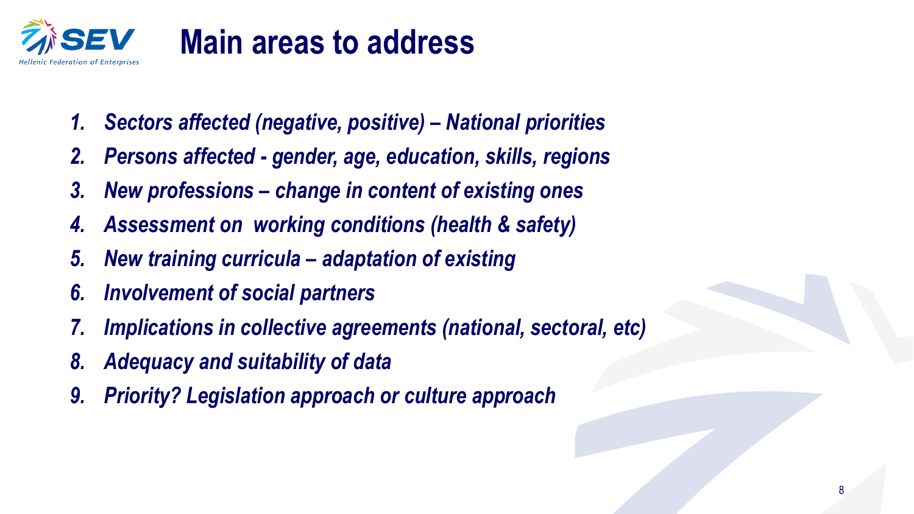# Main areas to address

1. *Sectors affected (negative, positive) – National priorities*
2. *Persons affected - gender, age, education, skills, regions*
3. *New professions – change in content of existing ones*
4. *Assessment on working conditions (health & safety)*
5. *New training curricula – adaptation of existing*
6. *Involvement of social partners*
7. *Implications in collective agreements (national, sectoral, etc)*
8. *Adequacy and suitability of data*
9. *Priority? Legislation approach or culture approach*